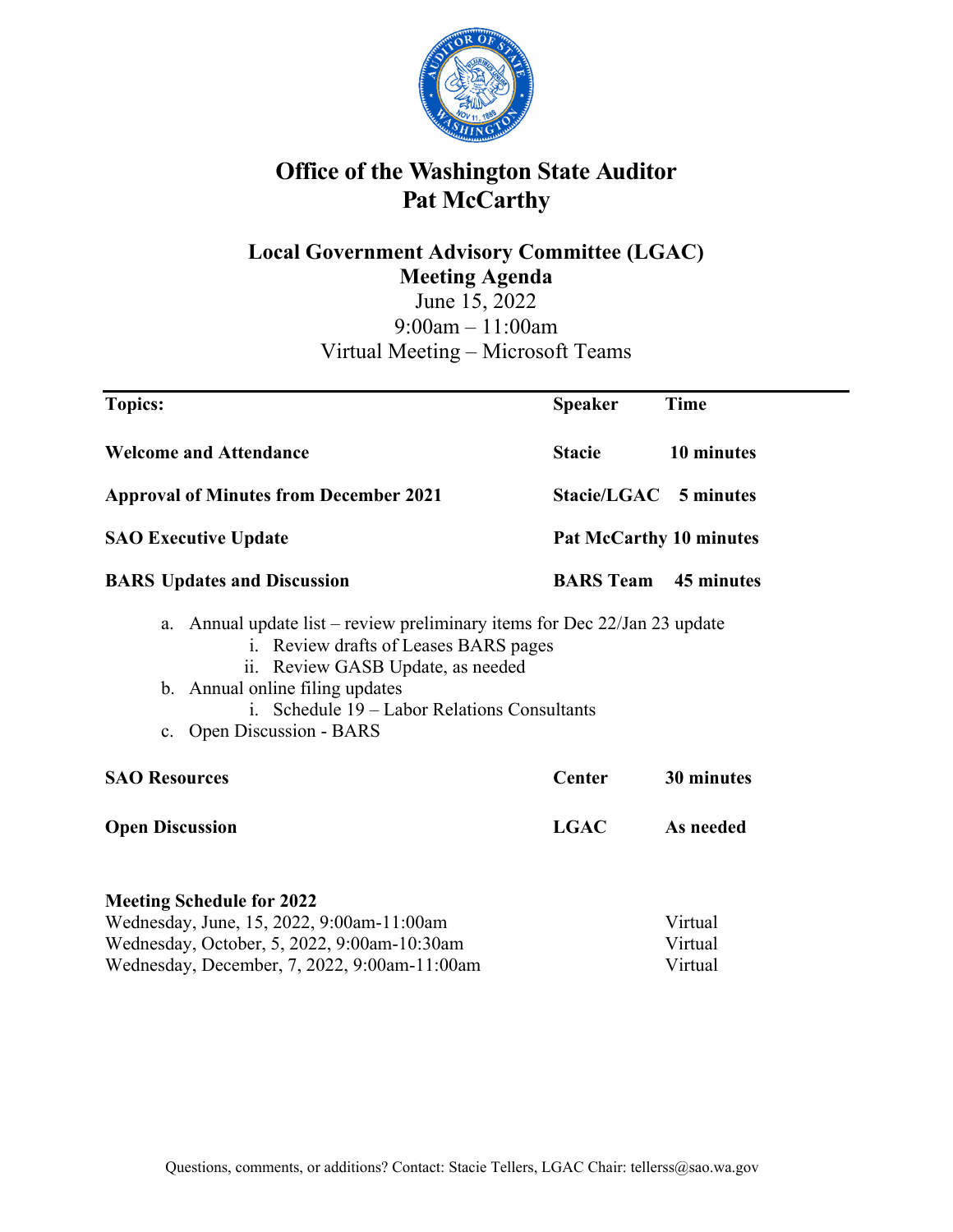# Office of the Washington State Auditor
# Pat McCarthy

## Local Government Advisory Committee (LGAC)
## Meeting Agenda

June 15, 2022
9:00am – 11:00am
Virtual Meeting – Microsoft Teams

| Topics: | Speaker | Time |
|---|---|---|
| **Welcome and Attendance** | **Stacie** | **10 minutes** |
| **Approval of Minutes from December 2021** | **Stacie/LGAC** | **5 minutes** |
| **SAO Executive Update** | **Pat McCarthy** | **10 minutes** |
| **BARS Updates and Discussion** | **BARS Team** | **45 minutes** |

a. Annual update list – review preliminary items for Dec 22/Jan 23 update
   i. Review drafts of Leases BARS pages
   ii. Review GASB Update, as needed
b. Annual online filing updates
   i. Schedule 19 – Labor Relations Consultants
c. Open Discussion - BARS

| | | |
|---|---|---|
| **SAO Resources** | **Center** | **30 minutes** |
| **Open Discussion** | **LGAC** | **As needed** |

**Meeting Schedule for 2022**

| | |
|---|---|
| Wednesday, June, 15, 2022, 9:00am-11:00am | Virtual |
| Wednesday, October, 5, 2022, 9:00am-10:30am | Virtual |
| Wednesday, December, 7, 2022, 9:00am-11:00am | Virtual |

Questions, comments, or additions? Contact: Stacie Tellers, LGAC Chair: tellerss@sao.wa.gov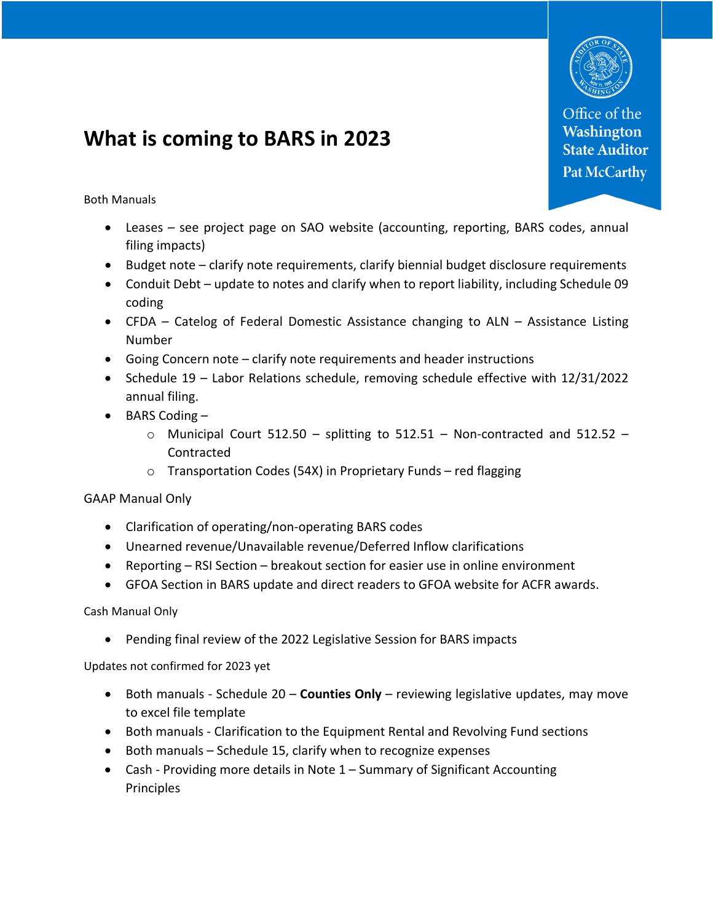# What is coming to BARS in 2023

Both Manuals

- Leases – see project page on SAO website (accounting, reporting, BARS codes, annual filing impacts)
- Budget note – clarify note requirements, clarify biennial budget disclosure requirements
- Conduit Debt – update to notes and clarify when to report liability, including Schedule 09 coding
- CFDA – Catelog of Federal Domestic Assistance changing to ALN – Assistance Listing Number
- Going Concern note – clarify note requirements and header instructions
- Schedule 19 – Labor Relations schedule, removing schedule effective with 12/31/2022 annual filing.
- BARS Coding –
  - Municipal Court 512.50 – splitting to 512.51 – Non-contracted and 512.52 – Contracted
  - Transportation Codes (54X) in Proprietary Funds – red flagging

GAAP Manual Only

- Clarification of operating/non-operating BARS codes
- Unearned revenue/Unavailable revenue/Deferred Inflow clarifications
- Reporting – RSI Section – breakout section for easier use in online environment
- GFOA Section in BARS update and direct readers to GFOA website for ACFR awards.

Cash Manual Only

- Pending final review of the 2022 Legislative Session for BARS impacts

Updates not confirmed for 2023 yet

- Both manuals - Schedule 20 – **Counties Only** – reviewing legislative updates, may move to excel file template
- Both manuals - Clarification to the Equipment Rental and Revolving Fund sections
- Both manuals – Schedule 15, clarify when to recognize expenses
- Cash - Providing more details in Note 1 – Summary of Significant Accounting Principles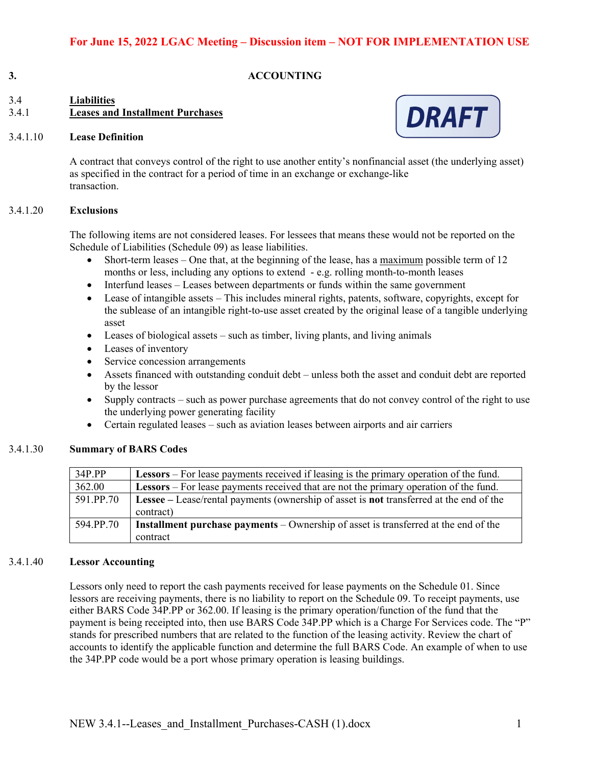**For June 15, 2022 LGAC Meeting – Discussion item – NOT FOR IMPLEMENTATION USE**

# 3. ACCOUNTING

DRAFT

## 3.4 Liabilities

## 3.4.1 Leases and Installment Purchases

### 3.4.1.10 Lease Definition

A contract that conveys control of the right to use another entity's nonfinancial asset (the underlying asset) as specified in the contract for a period of time in an exchange or exchange-like transaction.

### 3.4.1.20 Exclusions

The following items are not considered leases. For lessees that means these would not be reported on the Schedule of Liabilities (Schedule 09) as lease liabilities.

- Short-term leases – One that, at the beginning of the lease, has a maximum possible term of 12 months or less, including any options to extend - e.g. rolling month-to-month leases
- Interfund leases – Leases between departments or funds within the same government
- Lease of intangible assets – This includes mineral rights, patents, software, copyrights, except for the sublease of an intangible right-to-use asset created by the original lease of a tangible underlying asset
- Leases of biological assets – such as timber, living plants, and living animals
- Leases of inventory
- Service concession arrangements
- Assets financed with outstanding conduit debt – unless both the asset and conduit debt are reported by the lessor
- Supply contracts – such as power purchase agreements that do not convey control of the right to use the underlying power generating facility
- Certain regulated leases – such as aviation leases between airports and air carriers

### 3.4.1.30 Summary of BARS Codes

| | |
|---|---|
| 34P.PP | **Lessors** – For lease payments received if leasing is the primary operation of the fund. |
| 362.00 | **Lessors** – For lease payments received that are not the primary operation of the fund. |
| 591.PP.70 | **Lessee –** Lease/rental payments (ownership of asset is **not** transferred at the end of the contract) |
| 594.PP.70 | **Installment purchase payments** – Ownership of asset is transferred at the end of the contract |

### 3.4.1.40 Lessor Accounting

Lessors only need to report the cash payments received for lease payments on the Schedule 01. Since lessors are receiving payments, there is no liability to report on the Schedule 09. To receipt payments, use either BARS Code 34P.PP or 362.00. If leasing is the primary operation/function of the fund that the payment is being receipted into, then use BARS Code 34P.PP which is a Charge For Services code. The "P" stands for prescribed numbers that are related to the function of the leasing activity. Review the chart of accounts to identify the applicable function and determine the full BARS Code. An example of when to use the 34P.PP code would be a port whose primary operation is leasing buildings.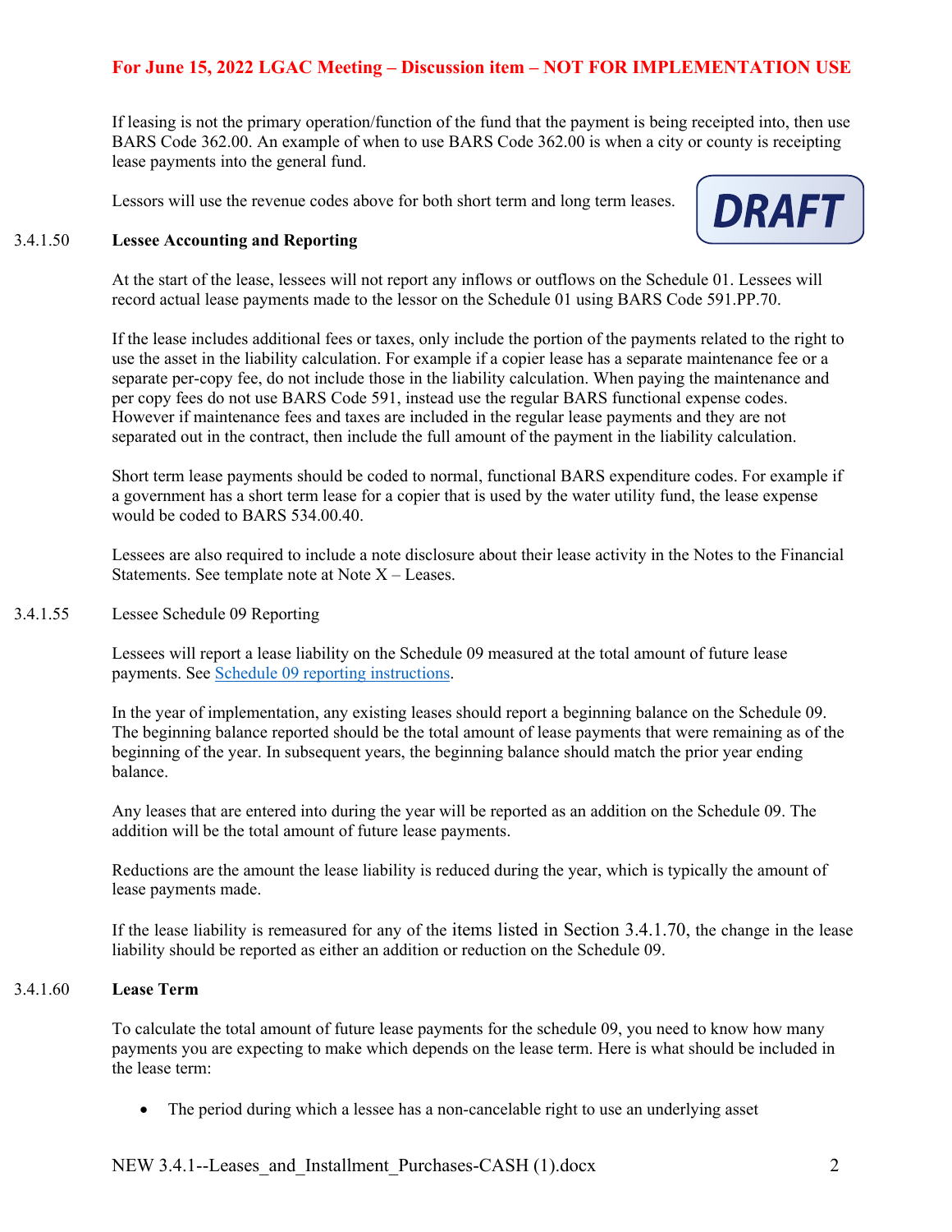If leasing is not the primary operation/function of the fund that the payment is being receipted into, then use BARS Code 362.00. An example of when to use BARS Code 362.00 is when a city or county is receipting lease payments into the general fund.

Lessors will use the revenue codes above for both short term and long term leases.

### 3.4.1.50 Lessee Accounting and Reporting

At the start of the lease, lessees will not report any inflows or outflows on the Schedule 01. Lessees will record actual lease payments made to the lessor on the Schedule 01 using BARS Code 591.PP.70.

If the lease includes additional fees or taxes, only include the portion of the payments related to the right to use the asset in the liability calculation. For example if a copier lease has a separate maintenance fee or a separate per-copy fee, do not include those in the liability calculation. When paying the maintenance and per copy fees do not use BARS Code 591, instead use the regular BARS functional expense codes. However if maintenance fees and taxes are included in the regular lease payments and they are not separated out in the contract, then include the full amount of the payment in the liability calculation.

Short term lease payments should be coded to normal, functional BARS expenditure codes. For example if a government has a short term lease for a copier that is used by the water utility fund, the lease expense would be coded to BARS 534.00.40.

Lessees are also required to include a note disclosure about their lease activity in the Notes to the Financial Statements. See template note at Note X – Leases.

### 3.4.1.55 Lessee Schedule 09 Reporting

Lessees will report a lease liability on the Schedule 09 measured at the total amount of future lease payments. See Schedule 09 reporting instructions.

In the year of implementation, any existing leases should report a beginning balance on the Schedule 09. The beginning balance reported should be the total amount of lease payments that were remaining as of the beginning of the year. In subsequent years, the beginning balance should match the prior year ending balance.

Any leases that are entered into during the year will be reported as an addition on the Schedule 09. The addition will be the total amount of future lease payments.

Reductions are the amount the lease liability is reduced during the year, which is typically the amount of lease payments made.

If the lease liability is remeasured for any of the items listed in Section 3.4.1.70, the change in the lease liability should be reported as either an addition or reduction on the Schedule 09.

### 3.4.1.60 Lease Term

To calculate the total amount of future lease payments for the schedule 09, you need to know how many payments you are expecting to make which depends on the lease term. Here is what should be included in the lease term:

- The period during which a lessee has a non-cancelable right to use an underlying asset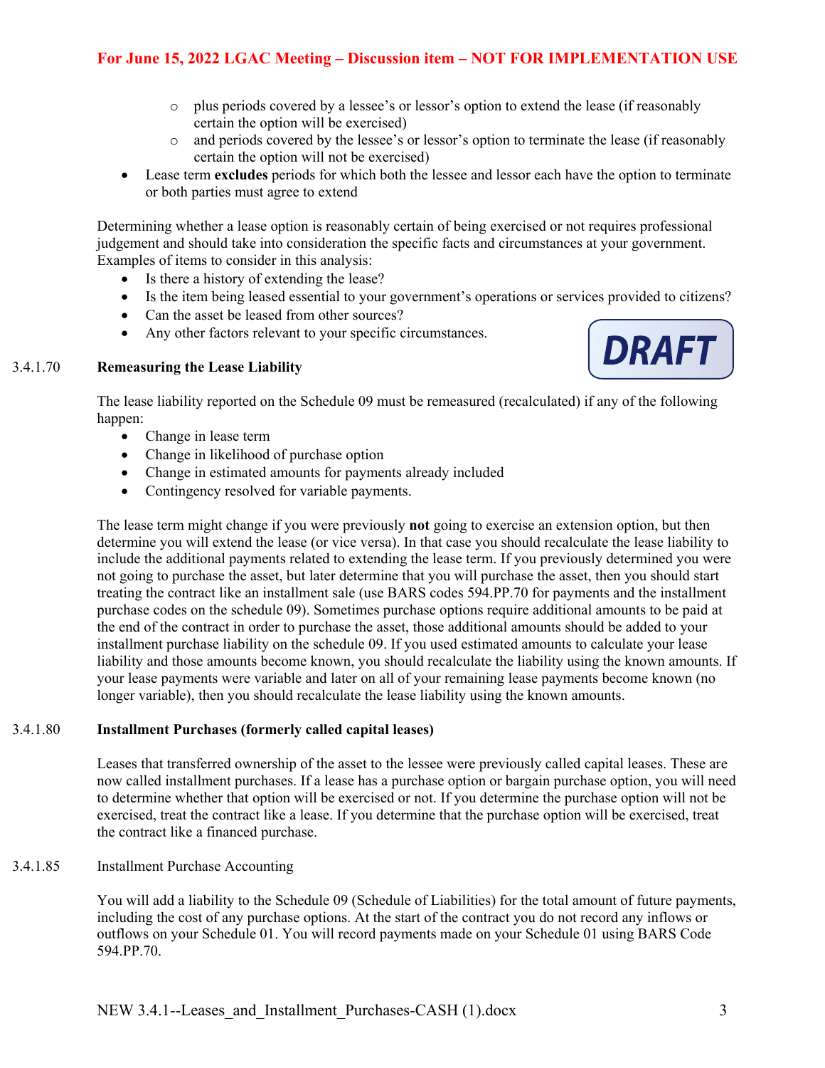- plus periods covered by a lessee's or lessor's option to extend the lease (if reasonably certain the option will be exercised)
  - and periods covered by the lessee's or lessor's option to terminate the lease (if reasonably certain the option will not be exercised)
- Lease term **excludes** periods for which both the lessee and lessor each have the option to terminate or both parties must agree to extend

Determining whether a lease option is reasonably certain of being exercised or not requires professional judgement and should take into consideration the specific facts and circumstances at your government. Examples of items to consider in this analysis:

- Is there a history of extending the lease?
- Is the item being leased essential to your government's operations or services provided to citizens?
- Can the asset be leased from other sources?
- Any other factors relevant to your specific circumstances.

### 3.4.1.70 Remeasuring the Lease Liability

The lease liability reported on the Schedule 09 must be remeasured (recalculated) if any of the following happen:

- Change in lease term
- Change in likelihood of purchase option
- Change in estimated amounts for payments already included
- Contingency resolved for variable payments.

The lease term might change if you were previously **not** going to exercise an extension option, but then determine you will extend the lease (or vice versa). In that case you should recalculate the lease liability to include the additional payments related to extending the lease term. If you previously determined you were not going to purchase the asset, but later determine that you will purchase the asset, then you should start treating the contract like an installment sale (use BARS codes 594.PP.70 for payments and the installment purchase codes on the schedule 09). Sometimes purchase options require additional amounts to be paid at the end of the contract in order to purchase the asset, those additional amounts should be added to your installment purchase liability on the schedule 09. If you used estimated amounts to calculate your lease liability and those amounts become known, you should recalculate the liability using the known amounts. If your lease payments were variable and later on all of your remaining lease payments become known (no longer variable), then you should recalculate the lease liability using the known amounts.

### 3.4.1.80 Installment Purchases (formerly called capital leases)

Leases that transferred ownership of the asset to the lessee were previously called capital leases. These are now called installment purchases. If a lease has a purchase option or bargain purchase option, you will need to determine whether that option will be exercised or not. If you determine the purchase option will not be exercised, treat the contract like a lease. If you determine that the purchase option will be exercised, treat the contract like a financed purchase.

### 3.4.1.85 Installment Purchase Accounting

You will add a liability to the Schedule 09 (Schedule of Liabilities) for the total amount of future payments, including the cost of any purchase options. At the start of the contract you do not record any inflows or outflows on your Schedule 01. You will record payments made on your Schedule 01 using BARS Code 594.PP.70.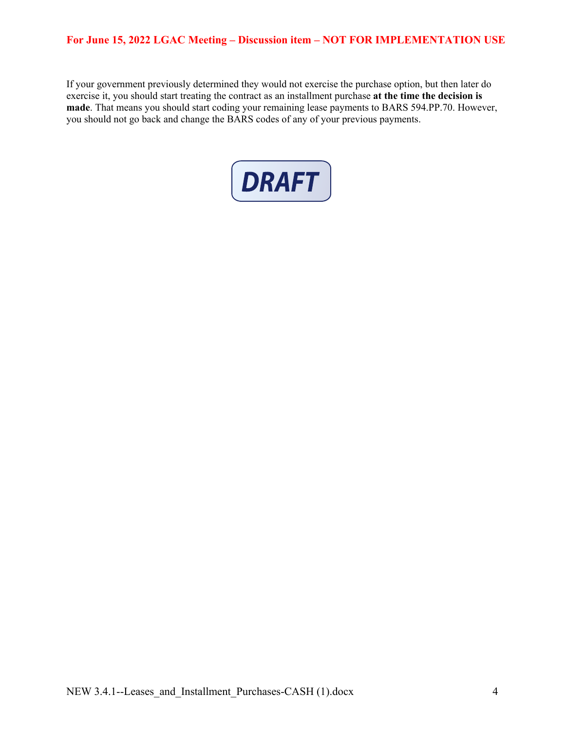If your government previously determined they would not exercise the purchase option, but then later do exercise it, you should start treating the contract as an installment purchase **at the time the decision is made**. That means you should start coding your remaining lease payments to BARS 594.PP.70. However, you should not go back and change the BARS codes of any of your previous payments.

DRAFT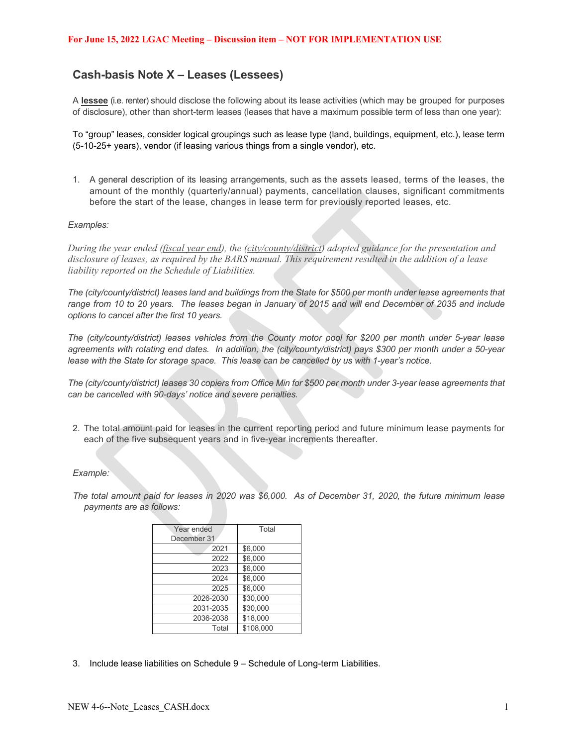**For June 15, 2022 LGAC Meeting – Discussion item – NOT FOR IMPLEMENTATION USE**

## Cash-basis Note X – Leases (Lessees)

A **lessee** (i.e. renter) should disclose the following about its lease activities (which may be grouped for purposes of disclosure), other than short-term leases (leases that have a maximum possible term of less than one year):

To "group" leases, consider logical groupings such as lease type (land, buildings, equipment, etc.), lease term (5-10-25+ years), vendor (if leasing various things from a single vendor), etc.

1. A general description of its leasing arrangements, such as the assets leased, terms of the leases, the amount of the monthly (quarterly/annual) payments, cancellation clauses, significant commitments before the start of the lease, changes in lease term for previously reported leases, etc.

*Examples:*

*During the year ended (fiscal year end), the (city/county/district) adopted guidance for the presentation and disclosure of leases, as required by the BARS manual. This requirement resulted in the addition of a lease liability reported on the Schedule of Liabilities.*

*The (city/county/district) leases land and buildings from the State for $500 per month under lease agreements that range from 10 to 20 years. The leases began in January of 2015 and will end December of 2035 and include options to cancel after the first 10 years.*

*The (city/county/district) leases vehicles from the County motor pool for $200 per month under 5-year lease agreements with rotating end dates. In addition, the (city/county/district) pays $300 per month under a 50-year lease with the State for storage space. This lease can be cancelled by us with 1-year's notice.*

*The (city/county/district) leases 30 copiers from Office Min for $500 per month under 3-year lease agreements that can be cancelled with 90-days' notice and severe penalties.*

2. The total amount paid for leases in the current reporting period and future minimum lease payments for each of the five subsequent years and in five-year increments thereafter.

*Example:*

*The total amount paid for leases in 2020 was $6,000. As of December 31, 2020, the future minimum lease payments are as follows:*

| Year ended December 31 | Total |
|---|---|
| 2021 | $6,000 |
| 2022 | $6,000 |
| 2023 | $6,000 |
| 2024 | $6,000 |
| 2025 | $6,000 |
| 2026-2030 | $30,000 |
| 2031-2035 | $30,000 |
| 2036-2038 | $18,000 |
| Total | $108,000 |

3. Include lease liabilities on Schedule 9 – Schedule of Long-term Liabilities.

NEW 4-6--Note_Leases_CASH.docx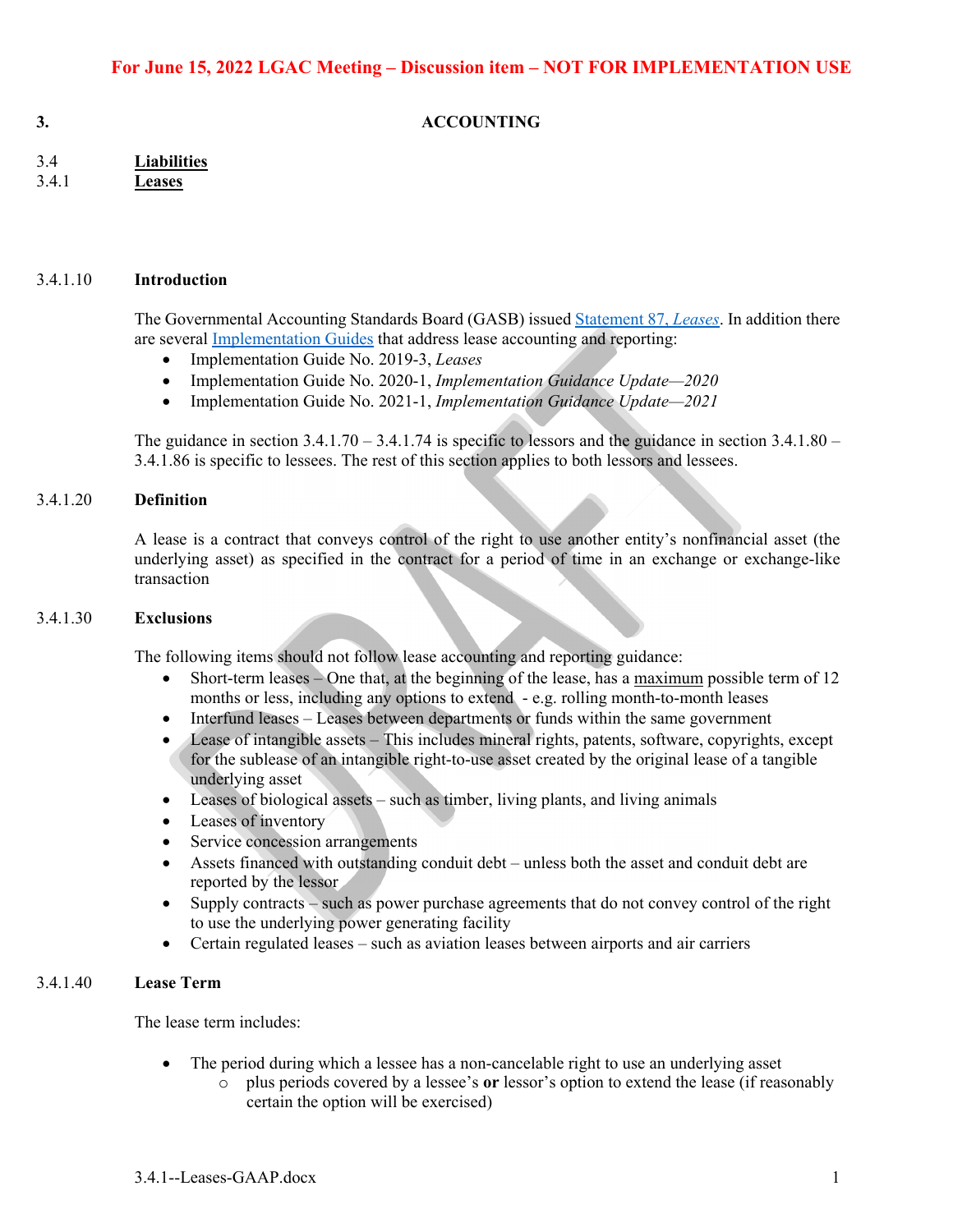**For June 15, 2022 LGAC Meeting – Discussion item – NOT FOR IMPLEMENTATION USE**

# 3. ACCOUNTING

## 3.4 Liabilities

### 3.4.1 Leases

#### 3.4.1.10 Introduction

The Governmental Accounting Standards Board (GASB) issued Statement 87, *Leases*. In addition there are several Implementation Guides that address lease accounting and reporting:

- Implementation Guide No. 2019-3, *Leases*
- Implementation Guide No. 2020-1, *Implementation Guidance Update—2020*
- Implementation Guide No. 2021-1, *Implementation Guidance Update—2021*

The guidance in section 3.4.1.70 – 3.4.1.74 is specific to lessors and the guidance in section 3.4.1.80 – 3.4.1.86 is specific to lessees. The rest of this section applies to both lessors and lessees.

#### 3.4.1.20 Definition

A lease is a contract that conveys control of the right to use another entity's nonfinancial asset (the underlying asset) as specified in the contract for a period of time in an exchange or exchange-like transaction

#### 3.4.1.30 Exclusions

The following items should not follow lease accounting and reporting guidance:

- Short-term leases – One that, at the beginning of the lease, has a maximum possible term of 12 months or less, including any options to extend - e.g. rolling month-to-month leases
- Interfund leases – Leases between departments or funds within the same government
- Lease of intangible assets – This includes mineral rights, patents, software, copyrights, except for the sublease of an intangible right-to-use asset created by the original lease of a tangible underlying asset
- Leases of biological assets – such as timber, living plants, and living animals
- Leases of inventory
- Service concession arrangements
- Assets financed with outstanding conduit debt – unless both the asset and conduit debt are reported by the lessor
- Supply contracts – such as power purchase agreements that do not convey control of the right to use the underlying power generating facility
- Certain regulated leases – such as aviation leases between airports and air carriers

#### 3.4.1.40 Lease Term

The lease term includes:

- The period during which a lessee has a non-cancelable right to use an underlying asset
  - plus periods covered by a lessee's **or** lessor's option to extend the lease (if reasonably certain the option will be exercised)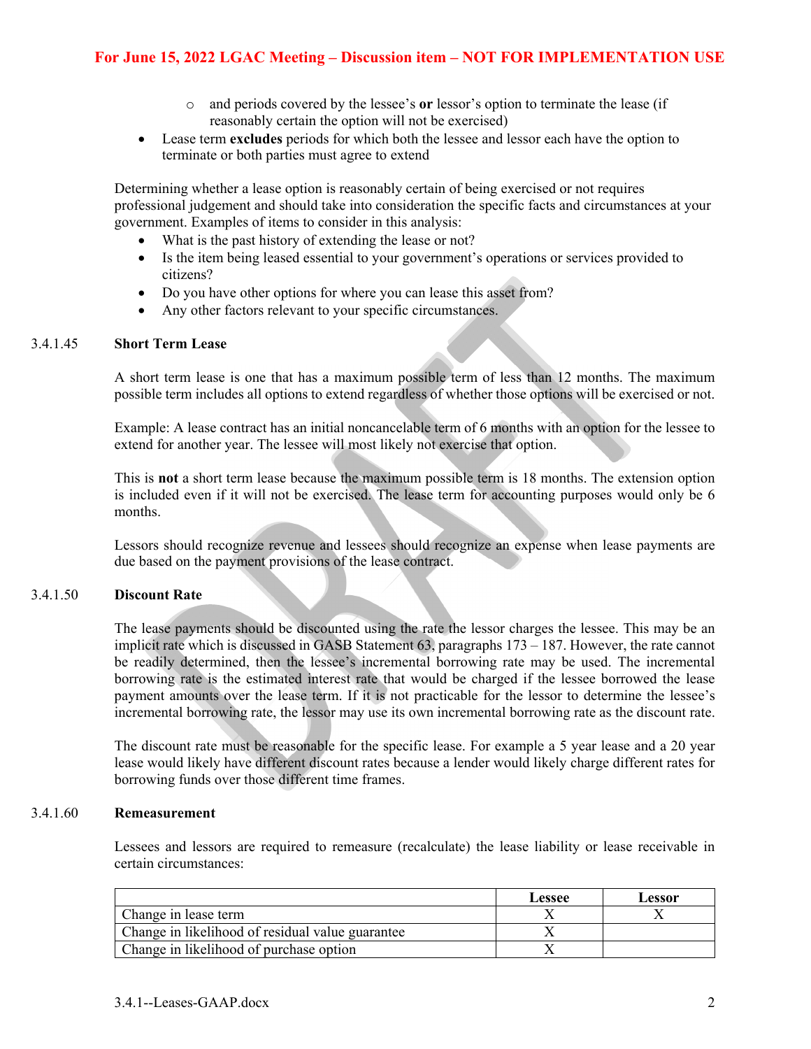- and periods covered by the lessee's **or** lessor's option to terminate the lease (if reasonably certain the option will not be exercised)
- Lease term **excludes** periods for which both the lessee and lessor each have the option to terminate or both parties must agree to extend

Determining whether a lease option is reasonably certain of being exercised or not requires professional judgement and should take into consideration the specific facts and circumstances at your government. Examples of items to consider in this analysis:

- What is the past history of extending the lease or not?
- Is the item being leased essential to your government's operations or services provided to citizens?
- Do you have other options for where you can lease this asset from?
- Any other factors relevant to your specific circumstances.

### 3.4.1.45 Short Term Lease

A short term lease is one that has a maximum possible term of less than 12 months. The maximum possible term includes all options to extend regardless of whether those options will be exercised or not.

Example: A lease contract has an initial noncancelable term of 6 months with an option for the lessee to extend for another year. The lessee will most likely not exercise that option.

This is **not** a short term lease because the maximum possible term is 18 months. The extension option is included even if it will not be exercised. The lease term for accounting purposes would only be 6 months.

Lessors should recognize revenue and lessees should recognize an expense when lease payments are due based on the payment provisions of the lease contract.

### 3.4.1.50 Discount Rate

The lease payments should be discounted using the rate the lessor charges the lessee. This may be an implicit rate which is discussed in GASB Statement 63, paragraphs 173 – 187. However, the rate cannot be readily determined, then the lessee's incremental borrowing rate may be used. The incremental borrowing rate is the estimated interest rate that would be charged if the lessee borrowed the lease payment amounts over the lease term. If it is not practicable for the lessor to determine the lessee's incremental borrowing rate, the lessor may use its own incremental borrowing rate as the discount rate.

The discount rate must be reasonable for the specific lease. For example a 5 year lease and a 20 year lease would likely have different discount rates because a lender would likely charge different rates for borrowing funds over those different time frames.

### 3.4.1.60 Remeasurement

Lessees and lessors are required to remeasure (recalculate) the lease liability or lease receivable in certain circumstances:

| | Lessee | Lessor |
|---|---|---|
| Change in lease term | X | X |
| Change in likelihood of residual value guarantee | X | |
| Change in likelihood of purchase option | X | |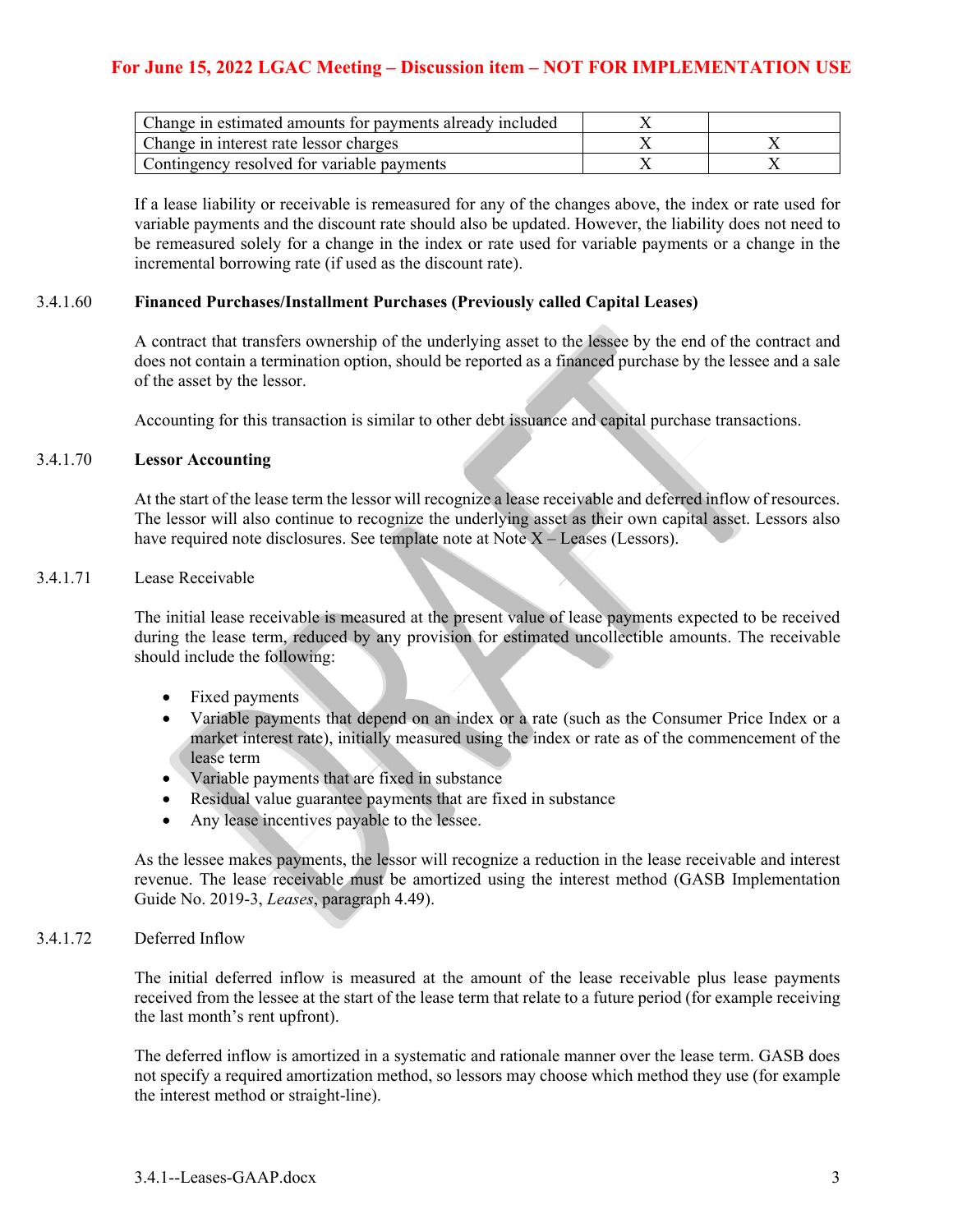| | | |
|---|---|---|
| Change in estimated amounts for payments already included | X | |
| Change in interest rate lessor charges | X | X |
| Contingency resolved for variable payments | X | X |

If a lease liability or receivable is remeasured for any of the changes above, the index or rate used for variable payments and the discount rate should also be updated. However, the liability does not need to be remeasured solely for a change in the index or rate used for variable payments or a change in the incremental borrowing rate (if used as the discount rate).

3.4.1.60 **Financed Purchases/Installment Purchases (Previously called Capital Leases)**

A contract that transfers ownership of the underlying asset to the lessee by the end of the contract and does not contain a termination option, should be reported as a financed purchase by the lessee and a sale of the asset by the lessor.

Accounting for this transaction is similar to other debt issuance and capital purchase transactions.

3.4.1.70 **Lessor Accounting**

At the start of the lease term the lessor will recognize a lease receivable and deferred inflow of resources. The lessor will also continue to recognize the underlying asset as their own capital asset. Lessors also have required note disclosures. See template note at Note X – Leases (Lessors).

3.4.1.71 Lease Receivable

The initial lease receivable is measured at the present value of lease payments expected to be received during the lease term, reduced by any provision for estimated uncollectible amounts. The receivable should include the following:

- Fixed payments
- Variable payments that depend on an index or a rate (such as the Consumer Price Index or a market interest rate), initially measured using the index or rate as of the commencement of the lease term
- Variable payments that are fixed in substance
- Residual value guarantee payments that are fixed in substance
- Any lease incentives payable to the lessee.

As the lessee makes payments, the lessor will recognize a reduction in the lease receivable and interest revenue. The lease receivable must be amortized using the interest method (GASB Implementation Guide No. 2019-3, *Leases*, paragraph 4.49).

3.4.1.72 Deferred Inflow

The initial deferred inflow is measured at the amount of the lease receivable plus lease payments received from the lessee at the start of the lease term that relate to a future period (for example receiving the last month's rent upfront).

The deferred inflow is amortized in a systematic and rationale manner over the lease term. GASB does not specify a required amortization method, so lessors may choose which method they use (for example the interest method or straight-line).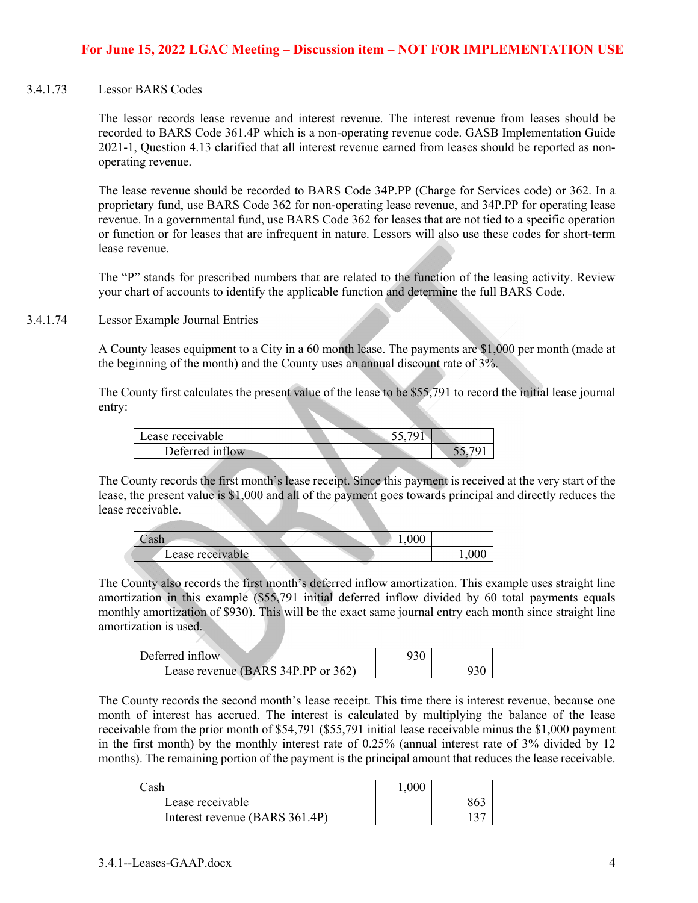For June 15, 2022 LGAC Meeting – Discussion item – NOT FOR IMPLEMENTATION USE

3.4.1.73 Lessor BARS Codes

The lessor records lease revenue and interest revenue. The interest revenue from leases should be recorded to BARS Code 361.4P which is a non-operating revenue code. GASB Implementation Guide 2021-1, Question 4.13 clarified that all interest revenue earned from leases should be reported as non-operating revenue.

The lease revenue should be recorded to BARS Code 34P.PP (Charge for Services code) or 362. In a proprietary fund, use BARS Code 362 for non-operating lease revenue, and 34P.PP for operating lease revenue. In a governmental fund, use BARS Code 362 for leases that are not tied to a specific operation or function or for leases that are infrequent in nature. Lessors will also use these codes for short-term lease revenue.

The "P" stands for prescribed numbers that are related to the function of the leasing activity. Review your chart of accounts to identify the applicable function and determine the full BARS Code.

3.4.1.74 Lessor Example Journal Entries

A County leases equipment to a City in a 60 month lease. The payments are $1,000 per month (made at the beginning of the month) and the County uses an annual discount rate of 3%.

The County first calculates the present value of the lease to be $55,791 to record the initial lease journal entry:

| | | |
|---|---|---|
| Lease receivable | 55,791 | |
| Deferred inflow | | 55,791 |

The County records the first month's lease receipt. Since this payment is received at the very start of the lease, the present value is $1,000 and all of the payment goes towards principal and directly reduces the lease receivable.

| | | |
|---|---|---|
| Cash | 1,000 | |
| Lease receivable | | 1,000 |

The County also records the first month's deferred inflow amortization. This example uses straight line amortization in this example ($55,791 initial deferred inflow divided by 60 total payments equals monthly amortization of $930). This will be the exact same journal entry each month since straight line amortization is used.

| | | |
|---|---|---|
| Deferred inflow | 930 | |
| Lease revenue (BARS 34P.PP or 362) | | 930 |

The County records the second month's lease receipt. This time there is interest revenue, because one month of interest has accrued. The interest is calculated by multiplying the balance of the lease receivable from the prior month of $54,791 ($55,791 initial lease receivable minus the $1,000 payment in the first month) by the monthly interest rate of 0.25% (annual interest rate of 3% divided by 12 months). The remaining portion of the payment is the principal amount that reduces the lease receivable.

| | | |
|---|---|---|
| Cash | 1,000 | |
| Lease receivable | | 863 |
| Interest revenue (BARS 361.4P) | | 137 |

3.4.1--Leases-GAAP.docx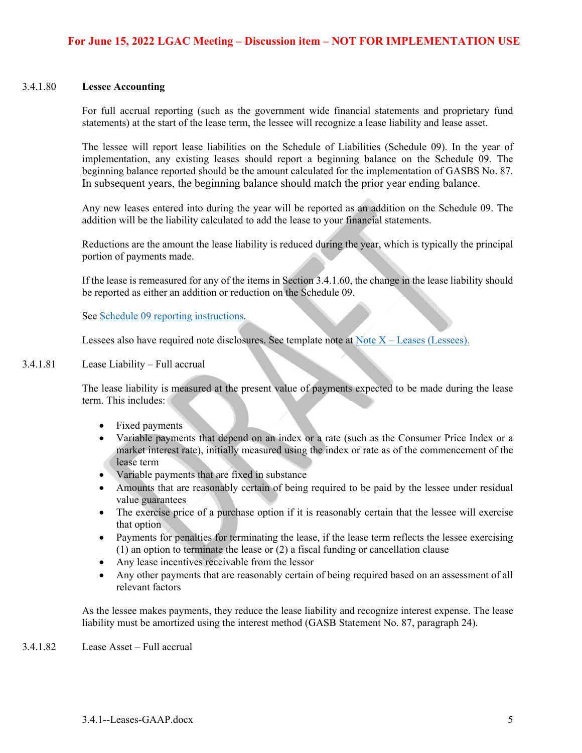For June 15, 2022 LGAC Meeting – Discussion item – NOT FOR IMPLEMENTATION USE

3.4.1.80 **Lessee Accounting**

For full accrual reporting (such as the government wide financial statements and proprietary fund statements) at the start of the lease term, the lessee will recognize a lease liability and lease asset.

The lessee will report lease liabilities on the Schedule of Liabilities (Schedule 09). In the year of implementation, any existing leases should report a beginning balance on the Schedule 09. The beginning balance reported should be the amount calculated for the implementation of GASBS No. 87. In subsequent years, the beginning balance should match the prior year ending balance.

Any new leases entered into during the year will be reported as an addition on the Schedule 09. The addition will be the liability calculated to add the lease to your financial statements.

Reductions are the amount the lease liability is reduced during the year, which is typically the principal portion of payments made.

If the lease is remeasured for any of the items in Section 3.4.1.60, the change in the lease liability should be reported as either an addition or reduction on the Schedule 09.

See Schedule 09 reporting instructions.

Lessees also have required note disclosures. See template note at Note X – Leases (Lessees).

3.4.1.81 Lease Liability – Full accrual

The lease liability is measured at the present value of payments expected to be made during the lease term. This includes:

- Fixed payments
- Variable payments that depend on an index or a rate (such as the Consumer Price Index or a market interest rate), initially measured using the index or rate as of the commencement of the lease term
- Variable payments that are fixed in substance
- Amounts that are reasonably certain of being required to be paid by the lessee under residual value guarantees
- The exercise price of a purchase option if it is reasonably certain that the lessee will exercise that option
- Payments for penalties for terminating the lease, if the lease term reflects the lessee exercising (1) an option to terminate the lease or (2) a fiscal funding or cancellation clause
- Any lease incentives receivable from the lessor
- Any other payments that are reasonably certain of being required based on an assessment of all relevant factors

As the lessee makes payments, they reduce the lease liability and recognize interest expense. The lease liability must be amortized using the interest method (GASB Statement No. 87, paragraph 24).

3.4.1.82 Lease Asset – Full accrual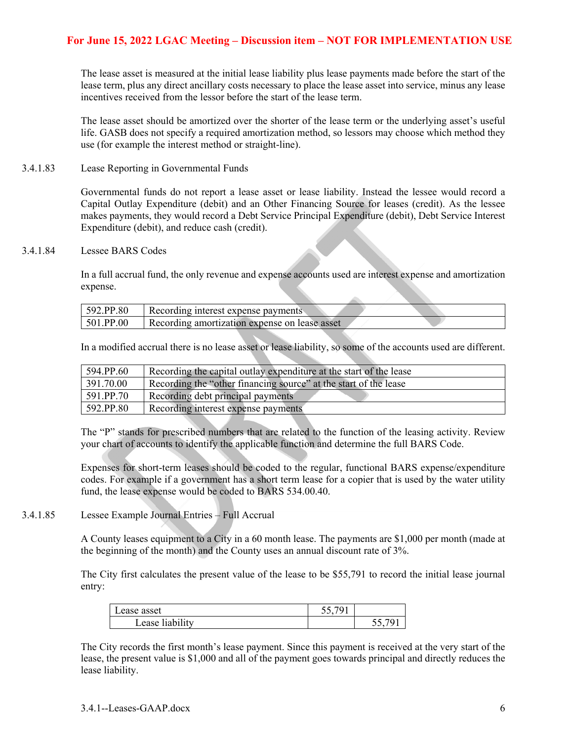The lease asset is measured at the initial lease liability plus lease payments made before the start of the lease term, plus any direct ancillary costs necessary to place the lease asset into service, minus any lease incentives received from the lessor before the start of the lease term.

The lease asset should be amortized over the shorter of the lease term or the underlying asset's useful life. GASB does not specify a required amortization method, so lessors may choose which method they use (for example the interest method or straight-line).

3.4.1.83 Lease Reporting in Governmental Funds

Governmental funds do not report a lease asset or lease liability. Instead the lessee would record a Capital Outlay Expenditure (debit) and an Other Financing Source for leases (credit). As the lessee makes payments, they would record a Debt Service Principal Expenditure (debit), Debt Service Interest Expenditure (debit), and reduce cash (credit).

3.4.1.84 Lessee BARS Codes

In a full accrual fund, the only revenue and expense accounts used are interest expense and amortization expense.

| 592.PP.80 | Recording interest expense payments |
|---|---|
| 501.PP.00 | Recording amortization expense on lease asset |

In a modified accrual there is no lease asset or lease liability, so some of the accounts used are different.

| 594.PP.60 | Recording the capital outlay expenditure at the start of the lease |
|---|---|
| 391.70.00 | Recording the "other financing source" at the start of the lease |
| 591.PP.70 | Recording debt principal payments |
| 592.PP.80 | Recording interest expense payments |

The "P" stands for prescribed numbers that are related to the function of the leasing activity. Review your chart of accounts to identify the applicable function and determine the full BARS Code.

Expenses for short-term leases should be coded to the regular, functional BARS expense/expenditure codes. For example if a government has a short term lease for a copier that is used by the water utility fund, the lease expense would be coded to BARS 534.00.40.

3.4.1.85 Lessee Example Journal Entries – Full Accrual

A County leases equipment to a City in a 60 month lease. The payments are $1,000 per month (made at the beginning of the month) and the County uses an annual discount rate of 3%.

The City first calculates the present value of the lease to be $55,791 to record the initial lease journal entry:

| Lease asset | 55,791 | |
|---|---|---|
| Lease liability | | 55,791 |

The City records the first month's lease payment. Since this payment is received at the very start of the lease, the present value is $1,000 and all of the payment goes towards principal and directly reduces the lease liability.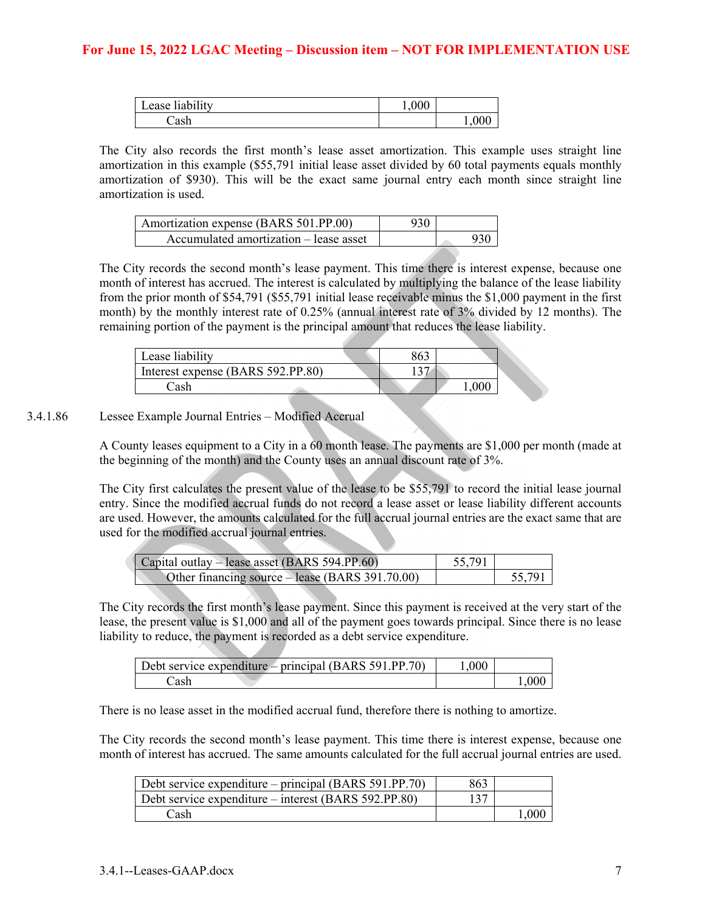**For June 15, 2022 LGAC Meeting – Discussion item – NOT FOR IMPLEMENTATION USE**

| | | |
|---|---|---|
| Lease liability | 1,000 | |
| Cash | | 1,000 |

The City also records the first month's lease asset amortization. This example uses straight line amortization in this example ($55,791 initial lease asset divided by 60 total payments equals monthly amortization of $930). This will be the exact same journal entry each month since straight line amortization is used.

| | | |
|---|---|---|
| Amortization expense (BARS 501.PP.00) | 930 | |
| Accumulated amortization – lease asset | | 930 |

The City records the second month's lease payment. This time there is interest expense, because one month of interest has accrued. The interest is calculated by multiplying the balance of the lease liability from the prior month of $54,791 ($55,791 initial lease receivable minus the $1,000 payment in the first month) by the monthly interest rate of 0.25% (annual interest rate of 3% divided by 12 months). The remaining portion of the payment is the principal amount that reduces the lease liability.

| | | |
|---|---|---|
| Lease liability | 863 | |
| Interest expense (BARS 592.PP.80) | 137 | |
| Cash | | 1,000 |

3.4.1.86 Lessee Example Journal Entries – Modified Accrual

A County leases equipment to a City in a 60 month lease. The payments are $1,000 per month (made at the beginning of the month) and the County uses an annual discount rate of 3%.

The City first calculates the present value of the lease to be $55,791 to record the initial lease journal entry. Since the modified accrual funds do not record a lease asset or lease liability different accounts are used. However, the amounts calculated for the full accrual journal entries are the exact same that are used for the modified accrual journal entries.

| | | |
|---|---|---|
| Capital outlay – lease asset (BARS 594.PP.60) | 55,791 | |
| Other financing source – lease (BARS 391.70.00) | | 55,791 |

The City records the first month's lease payment. Since this payment is received at the very start of the lease, the present value is $1,000 and all of the payment goes towards principal. Since there is no lease liability to reduce, the payment is recorded as a debt service expenditure.

| | | |
|---|---|---|
| Debt service expenditure – principal (BARS 591.PP.70) | 1,000 | |
| Cash | | 1,000 |

There is no lease asset in the modified accrual fund, therefore there is nothing to amortize.

The City records the second month's lease payment. This time there is interest expense, because one month of interest has accrued. The same amounts calculated for the full accrual journal entries are used.

| | | |
|---|---|---|
| Debt service expenditure – principal (BARS 591.PP.70) | 863 | |
| Debt service expenditure – interest (BARS 592.PP.80) | 137 | |
| Cash | | 1,000 |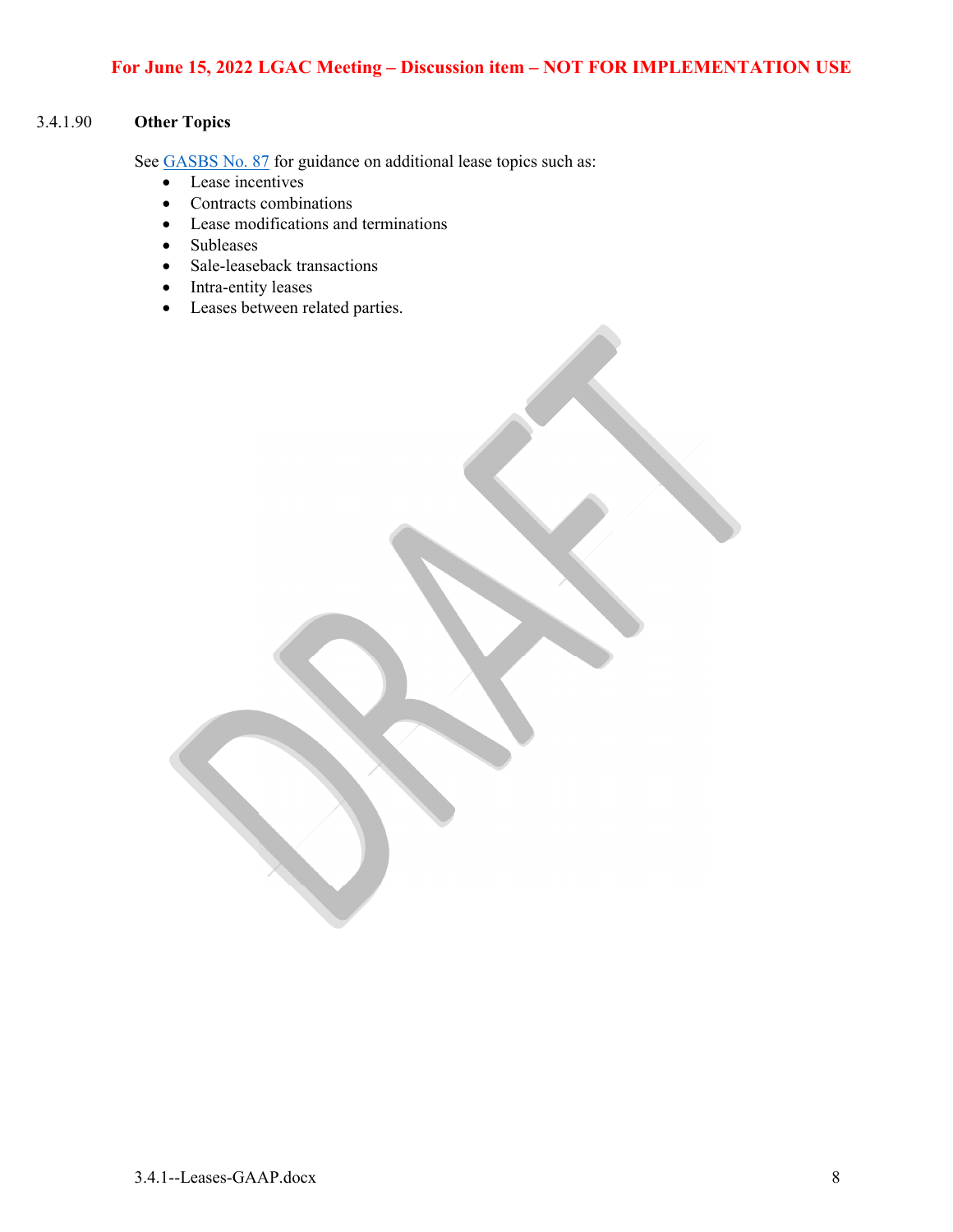### 3.4.1.90 Other Topics

See [GASBS No. 87] for guidance on additional lease topics such as:

- Lease incentives
- Contracts combinations
- Lease modifications and terminations
- Subleases
- Sale-leaseback transactions
- Intra-entity leases
- Leases between related parties.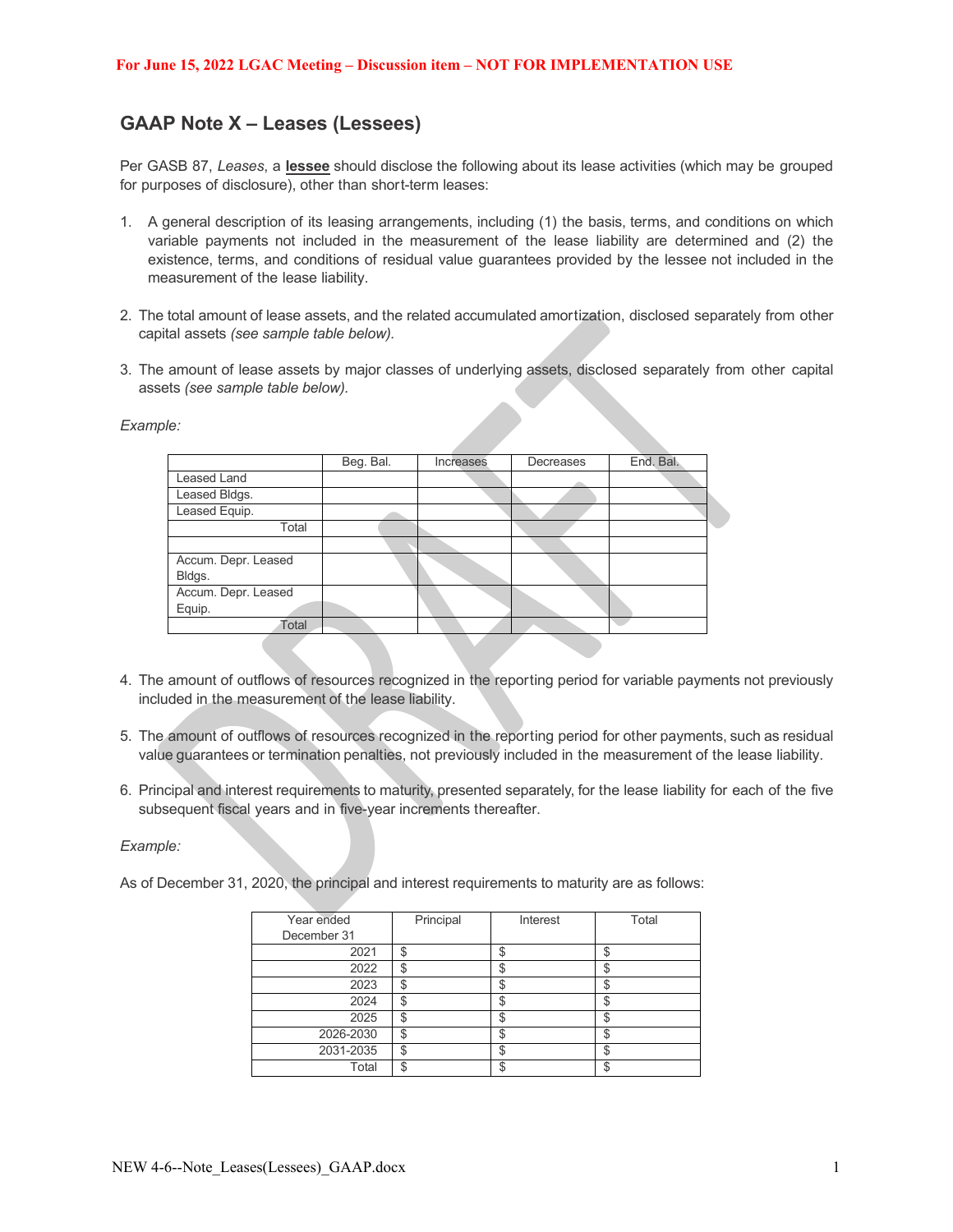For June 15, 2022 LGAC Meeting – Discussion item – NOT FOR IMPLEMENTATION USE

## GAAP Note X – Leases (Lessees)

Per GASB 87, *Leases*, a **lessee** should disclose the following about its lease activities (which may be grouped for purposes of disclosure), other than short-term leases:

1. A general description of its leasing arrangements, including (1) the basis, terms, and conditions on which variable payments not included in the measurement of the lease liability are determined and (2) the existence, terms, and conditions of residual value guarantees provided by the lessee not included in the measurement of the lease liability.

2. The total amount of lease assets, and the related accumulated amortization, disclosed separately from other capital assets *(see sample table below).*

3. The amount of lease assets by major classes of underlying assets, disclosed separately from other capital assets *(see sample table below).*

*Example:*

| | Beg. Bal. | Increases | Decreases | End. Bal. |
|---|---|---|---|---|
| Leased Land | | | | |
| Leased Bldgs. | | | | |
| Leased Equip. | | | | |
| Total | | | | |
| | | | | |
| Accum. Depr. Leased Bldgs. | | | | |
| Accum. Depr. Leased Equip. | | | | |
| Total | | | | |

4. The amount of outflows of resources recognized in the reporting period for variable payments not previously included in the measurement of the lease liability.

5. The amount of outflows of resources recognized in the reporting period for other payments, such as residual value guarantees or termination penalties, not previously included in the measurement of the lease liability.

6. Principal and interest requirements to maturity, presented separately, for the lease liability for each of the five subsequent fiscal years and in five-year increments thereafter.

*Example:*

As of December 31, 2020, the principal and interest requirements to maturity are as follows:

| Year ended December 31 | Principal | Interest | Total |
|---|---|---|---|
| 2021 | $ | $ | $ |
| 2022 | $ | $ | $ |
| 2023 | $ | $ | $ |
| 2024 | $ | $ | $ |
| 2025 | $ | $ | $ |
| 2026-2030 | $ | $ | $ |
| 2031-2035 | $ | $ | $ |
| Total | $ | $ | $ |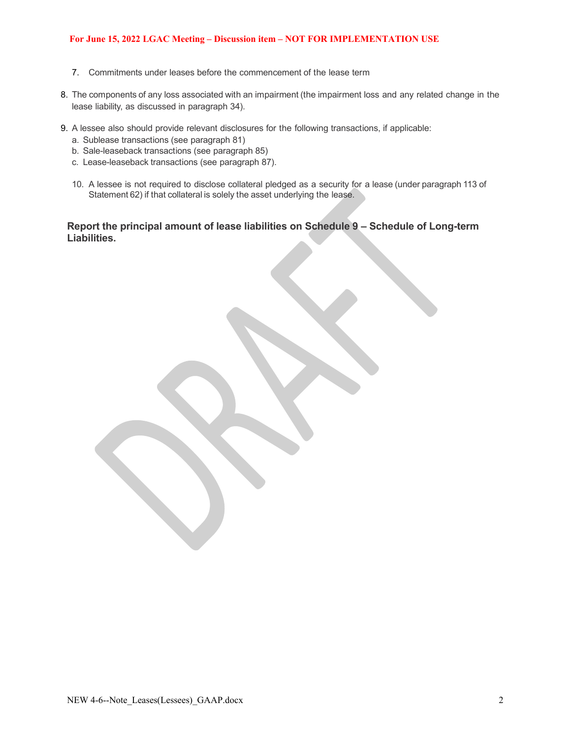7. Commitments under leases before the commencement of the lease term

8. The components of any loss associated with an impairment (the impairment loss and any related change in the lease liability, as discussed in paragraph 34).

9. A lessee also should provide relevant disclosures for the following transactions, if applicable:
   a. Sublease transactions (see paragraph 81)
   b. Sale-leaseback transactions (see paragraph 85)
   c. Lease-leaseback transactions (see paragraph 87).

10. A lessee is not required to disclose collateral pledged as a security for a lease (under paragraph 113 of Statement 62) if that collateral is solely the asset underlying the lease.

**Report the principal amount of lease liabilities on Schedule 9 – Schedule of Long-term Liabilities.**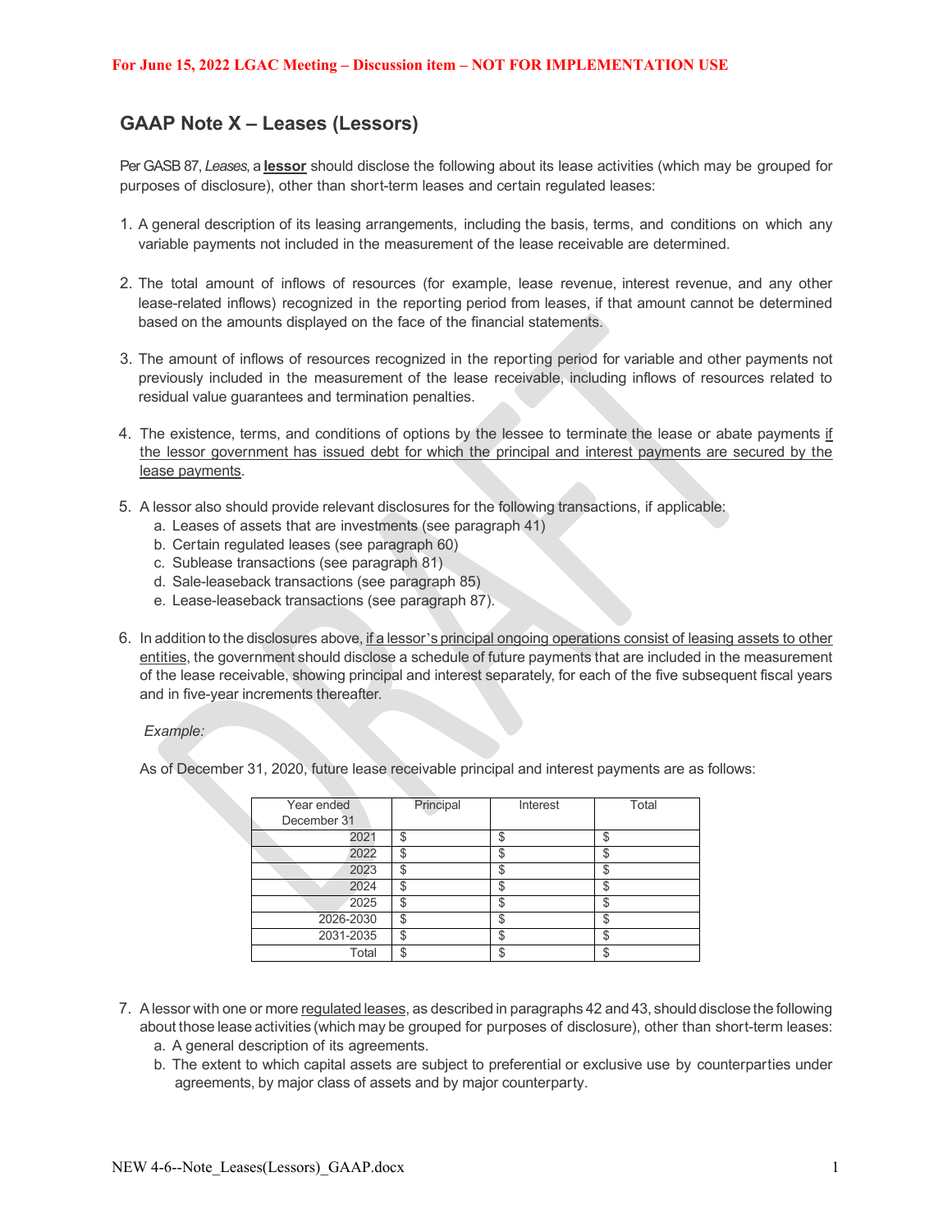For June 15, 2022 LGAC Meeting – Discussion item – NOT FOR IMPLEMENTATION USE

## GAAP Note X – Leases (Lessors)

Per GASB 87, *Leases*, a **lessor** should disclose the following about its lease activities (which may be grouped for purposes of disclosure), other than short-term leases and certain regulated leases:

1. A general description of its leasing arrangements, including the basis, terms, and conditions on which any variable payments not included in the measurement of the lease receivable are determined.

2. The total amount of inflows of resources (for example, lease revenue, interest revenue, and any other lease-related inflows) recognized in the reporting period from leases, if that amount cannot be determined based on the amounts displayed on the face of the financial statements.

3. The amount of inflows of resources recognized in the reporting period for variable and other payments not previously included in the measurement of the lease receivable, including inflows of resources related to residual value guarantees and termination penalties.

4. The existence, terms, and conditions of options by the lessee to terminate the lease or abate payments if the lessor government has issued debt for which the principal and interest payments are secured by the lease payments.

5. A lessor also should provide relevant disclosures for the following transactions, if applicable:
   a. Leases of assets that are investments (see paragraph 41)
   b. Certain regulated leases (see paragraph 60)
   c. Sublease transactions (see paragraph 81)
   d. Sale-leaseback transactions (see paragraph 85)
   e. Lease-leaseback transactions (see paragraph 87).

6. In addition to the disclosures above, if a lessor's principal ongoing operations consist of leasing assets to other entities, the government should disclose a schedule of future payments that are included in the measurement of the lease receivable, showing principal and interest separately, for each of the five subsequent fiscal years and in five-year increments thereafter.

   *Example:*

   As of December 31, 2020, future lease receivable principal and interest payments are as follows:

| Year ended December 31 | Principal | Interest | Total |
|---|---|---|---|
| 2021 | $ | $ | $ |
| 2022 | $ | $ | $ |
| 2023 | $ | $ | $ |
| 2024 | $ | $ | $ |
| 2025 | $ | $ | $ |
| 2026-2030 | $ | $ | $ |
| 2031-2035 | $ | $ | $ |
| Total | $ | $ | $ |

7. A lessor with one or more regulated leases, as described in paragraphs 42 and 43, should disclose the following about those lease activities (which may be grouped for purposes of disclosure), other than short-term leases:
   a. A general description of its agreements.
   b. The extent to which capital assets are subject to preferential or exclusive use by counterparties under agreements, by major class of assets and by major counterparty.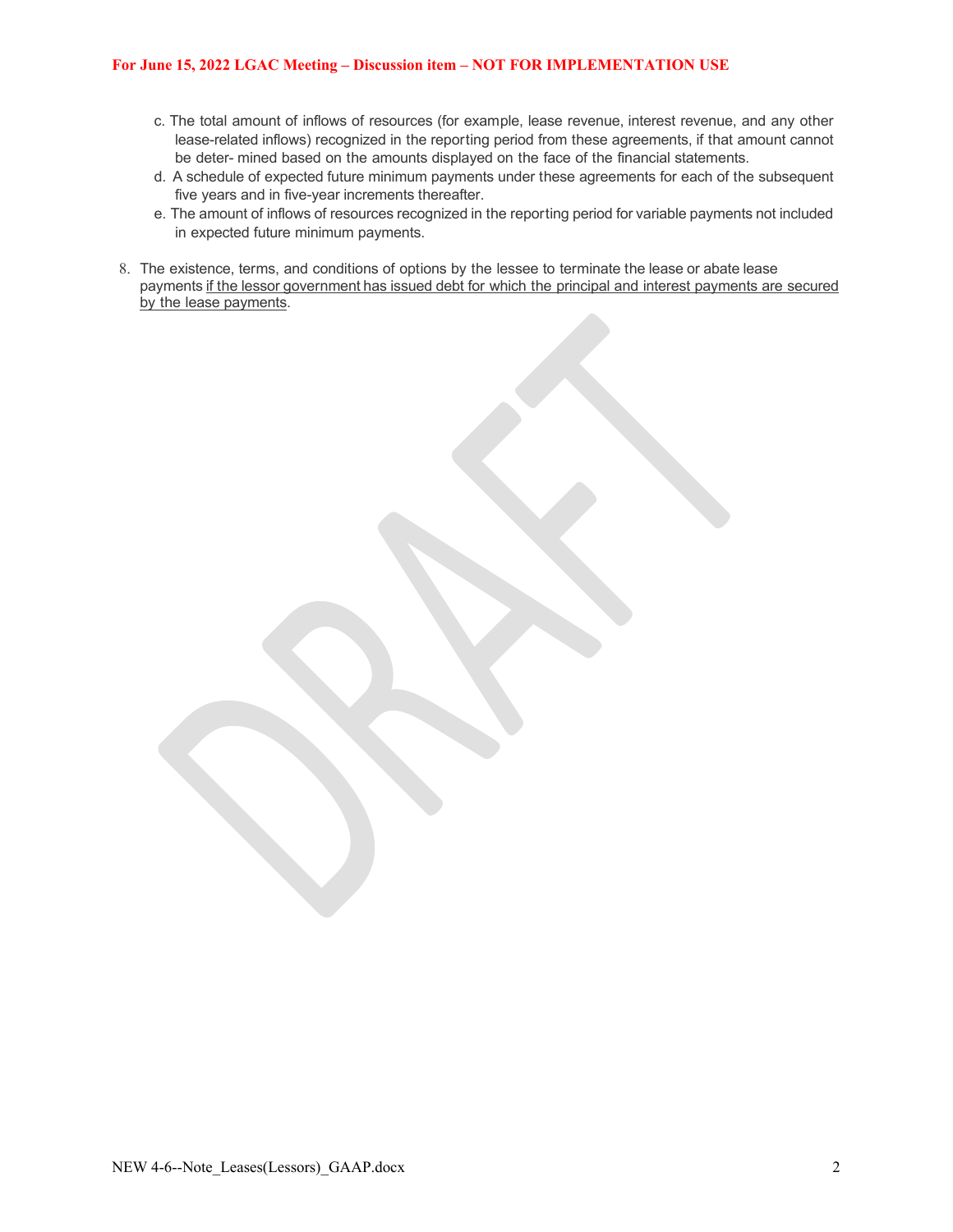c. The total amount of inflows of resources (for example, lease revenue, interest revenue, and any other lease-related inflows) recognized in the reporting period from these agreements, if that amount cannot be deter- mined based on the amounts displayed on the face of the financial statements.

d. A schedule of expected future minimum payments under these agreements for each of the subsequent five years and in five-year increments thereafter.

e. The amount of inflows of resources recognized in the reporting period for variable payments not included in expected future minimum payments.

8. The existence, terms, and conditions of options by the lessee to terminate the lease or abate lease payments <u>if the lessor government has issued debt for which the principal and interest payments are secured by the lease payments</u>.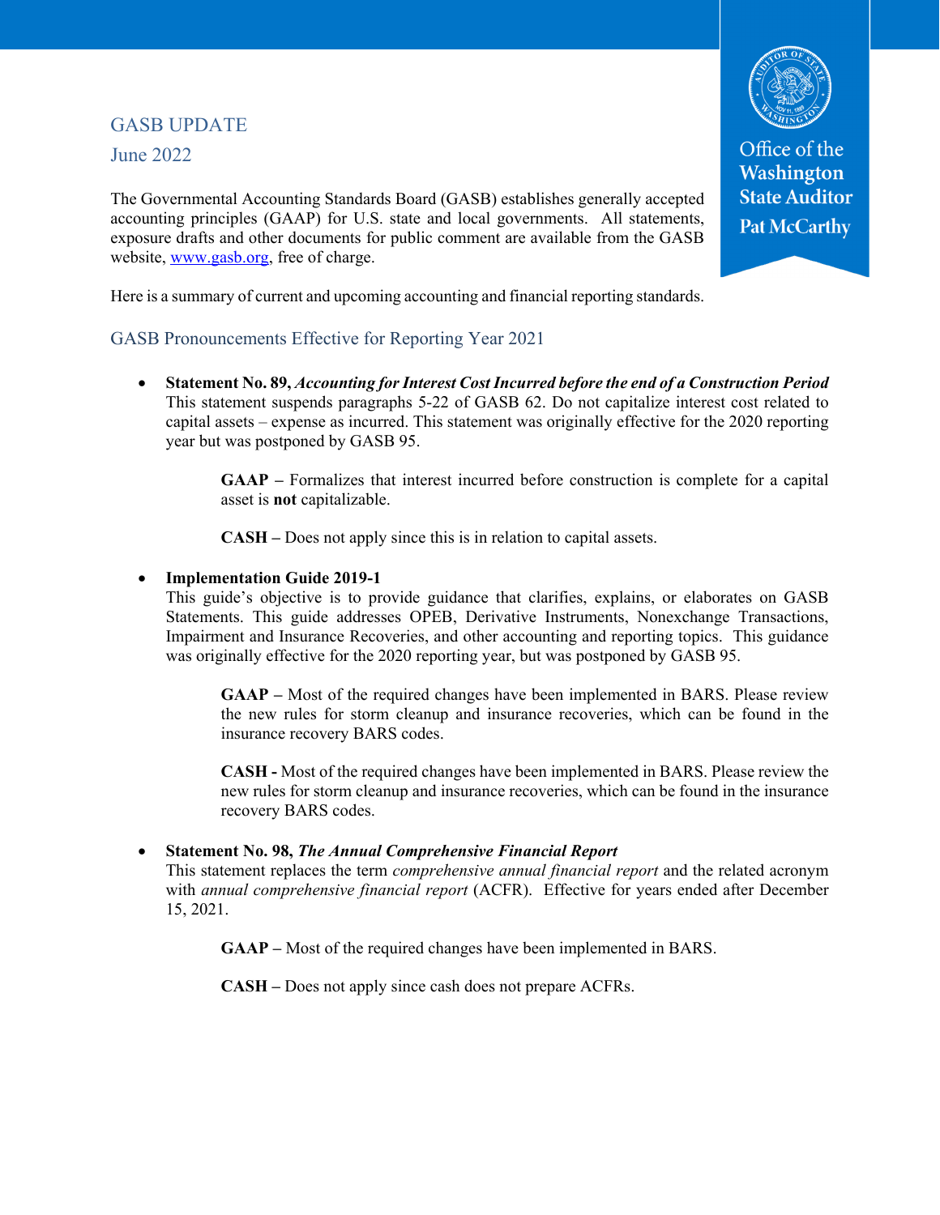# GASB UPDATE

June 2022

Office of the Washington State Auditor Pat McCarthy

The Governmental Accounting Standards Board (GASB) establishes generally accepted accounting principles (GAAP) for U.S. state and local governments. All statements, exposure drafts and other documents for public comment are available from the GASB website, www.gasb.org, free of charge.

Here is a summary of current and upcoming accounting and financial reporting standards.

## GASB Pronouncements Effective for Reporting Year 2021

- **Statement No. 89, *Accounting for Interest Cost Incurred before the end of a Construction Period***
  This statement suspends paragraphs 5-22 of GASB 62. Do not capitalize interest cost related to capital assets – expense as incurred. This statement was originally effective for the 2020 reporting year but was postponed by GASB 95.

  > **GAAP –** Formalizes that interest incurred before construction is complete for a capital asset is **not** capitalizable.
  >
  > **CASH –** Does not apply since this is in relation to capital assets.

- **Implementation Guide 2019-1**
  This guide's objective is to provide guidance that clarifies, explains, or elaborates on GASB Statements. This guide addresses OPEB, Derivative Instruments, Nonexchange Transactions, Impairment and Insurance Recoveries, and other accounting and reporting topics. This guidance was originally effective for the 2020 reporting year, but was postponed by GASB 95.

  > **GAAP –** Most of the required changes have been implemented in BARS. Please review the new rules for storm cleanup and insurance recoveries, which can be found in the insurance recovery BARS codes.
  >
  > **CASH -** Most of the required changes have been implemented in BARS. Please review the new rules for storm cleanup and insurance recoveries, which can be found in the insurance recovery BARS codes.

- **Statement No. 98, *The Annual Comprehensive Financial Report***
  This statement replaces the term *comprehensive annual financial report* and the related acronym with *annual comprehensive financial report* (ACFR). Effective for years ended after December 15, 2021.

  > **GAAP –** Most of the required changes have been implemented in BARS.
  >
  > **CASH –** Does not apply since cash does not prepare ACFRs.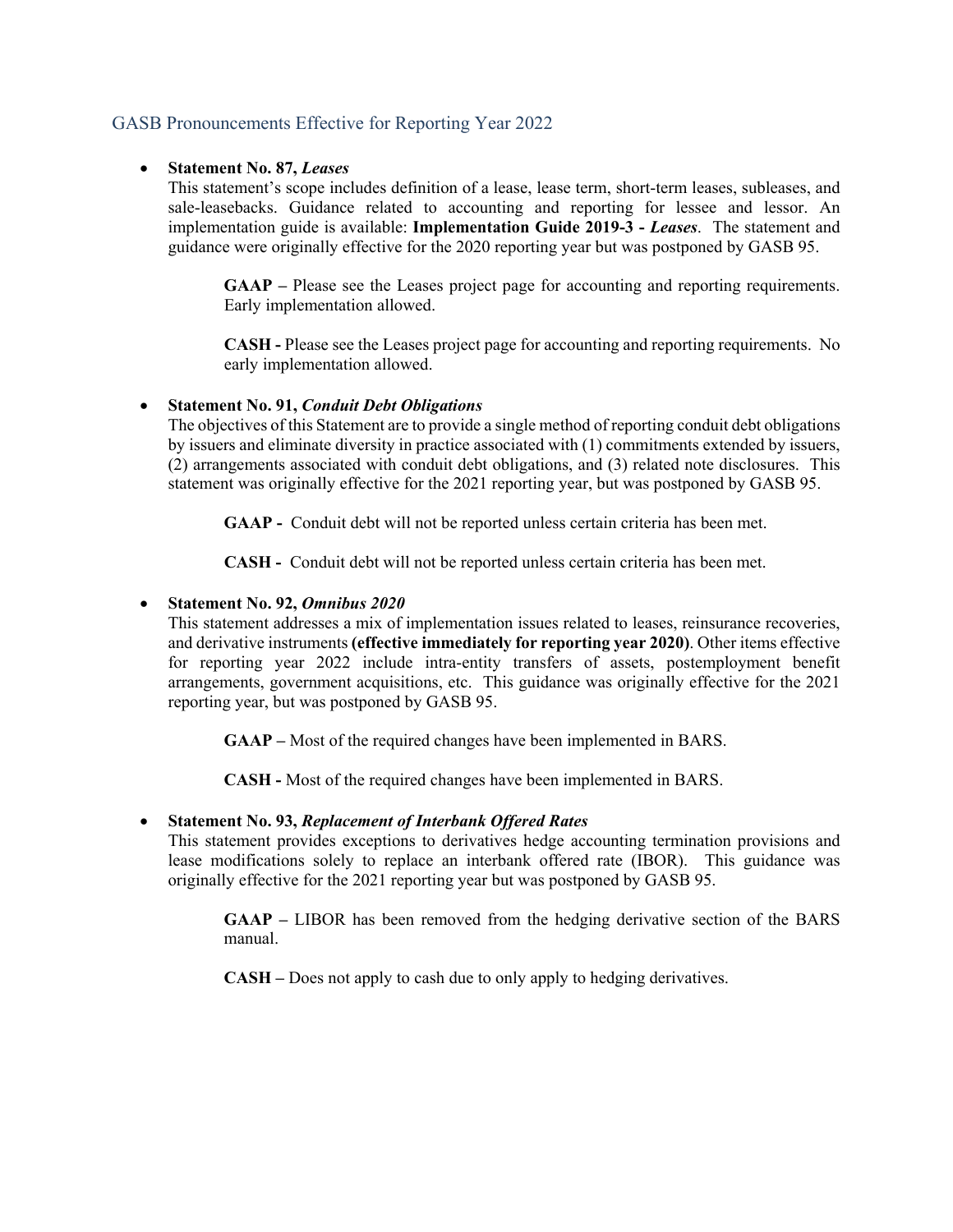## GASB Pronouncements Effective for Reporting Year 2022

- **Statement No. 87, *Leases***
  This statement's scope includes definition of a lease, lease term, short-term leases, subleases, and sale-leasebacks. Guidance related to accounting and reporting for lessee and lessor. An implementation guide is available: **Implementation Guide 2019-3 - *Leases***. The statement and guidance were originally effective for the 2020 reporting year but was postponed by GASB 95.

  > **GAAP –** Please see the Leases project page for accounting and reporting requirements. Early implementation allowed.
  >
  > **CASH -** Please see the Leases project page for accounting and reporting requirements. No early implementation allowed.

- **Statement No. 91, *Conduit Debt Obligations***
  The objectives of this Statement are to provide a single method of reporting conduit debt obligations by issuers and eliminate diversity in practice associated with (1) commitments extended by issuers, (2) arrangements associated with conduit debt obligations, and (3) related note disclosures. This statement was originally effective for the 2021 reporting year, but was postponed by GASB 95.

  > **GAAP -** Conduit debt will not be reported unless certain criteria has been met.
  >
  > **CASH -** Conduit debt will not be reported unless certain criteria has been met.

- **Statement No. 92, *Omnibus 2020***
  This statement addresses a mix of implementation issues related to leases, reinsurance recoveries, and derivative instruments **(effective immediately for reporting year 2020)**. Other items effective for reporting year 2022 include intra-entity transfers of assets, postemployment benefit arrangements, government acquisitions, etc. This guidance was originally effective for the 2021 reporting year, but was postponed by GASB 95.

  > **GAAP –** Most of the required changes have been implemented in BARS.
  >
  > **CASH -** Most of the required changes have been implemented in BARS.

- **Statement No. 93, *Replacement of Interbank Offered Rates***
  This statement provides exceptions to derivatives hedge accounting termination provisions and lease modifications solely to replace an interbank offered rate (IBOR). This guidance was originally effective for the 2021 reporting year but was postponed by GASB 95.

  > **GAAP –** LIBOR has been removed from the hedging derivative section of the BARS manual.
  >
  > **CASH –** Does not apply to cash due to only apply to hedging derivatives.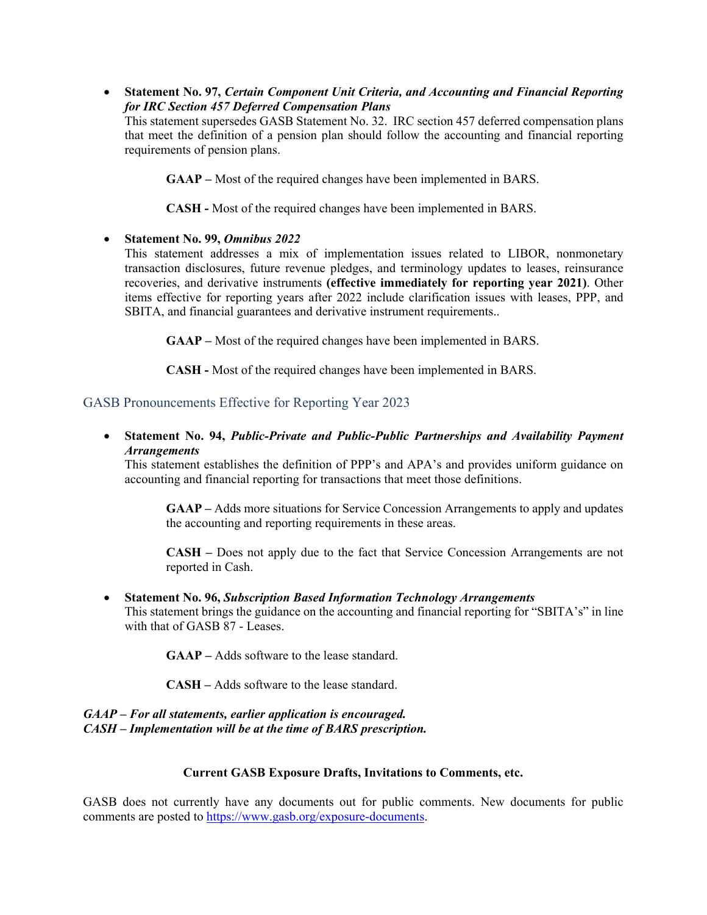- **Statement No. 97,** ***Certain Component Unit Criteria, and Accounting and Financial Reporting for IRC Section 457 Deferred Compensation Plans***
  This statement supersedes GASB Statement No. 32. IRC section 457 deferred compensation plans that meet the definition of a pension plan should follow the accounting and financial reporting requirements of pension plans.

  **GAAP –** Most of the required changes have been implemented in BARS.

  **CASH -** Most of the required changes have been implemented in BARS.

- **Statement No. 99,** ***Omnibus 2022***
  This statement addresses a mix of implementation issues related to LIBOR, nonmonetary transaction disclosures, future revenue pledges, and terminology updates to leases, reinsurance recoveries, and derivative instruments **(effective immediately for reporting year 2021)**. Other items effective for reporting years after 2022 include clarification issues with leases, PPP, and SBITA, and financial guarantees and derivative instrument requirements..

  **GAAP –** Most of the required changes have been implemented in BARS.

  **CASH -** Most of the required changes have been implemented in BARS.

## GASB Pronouncements Effective for Reporting Year 2023

- **Statement No. 94,** ***Public-Private and Public-Public Partnerships and Availability Payment Arrangements***
  This statement establishes the definition of PPP's and APA's and provides uniform guidance on accounting and financial reporting for transactions that meet those definitions.

  **GAAP –** Adds more situations for Service Concession Arrangements to apply and updates the accounting and reporting requirements in these areas.

  **CASH –** Does not apply due to the fact that Service Concession Arrangements are not reported in Cash.

- **Statement No. 96,** ***Subscription Based Information Technology Arrangements***
  This statement brings the guidance on the accounting and financial reporting for "SBITA's" in line with that of GASB 87 - Leases.

  **GAAP –** Adds software to the lease standard.

  **CASH –** Adds software to the lease standard.

***GAAP – For all statements, earlier application is encouraged.***
***CASH – Implementation will be at the time of BARS prescription.***

**Current GASB Exposure Drafts, Invitations to Comments, etc.**

GASB does not currently have any documents out for public comments. New documents for public comments are posted to https://www.gasb.org/exposure-documents.